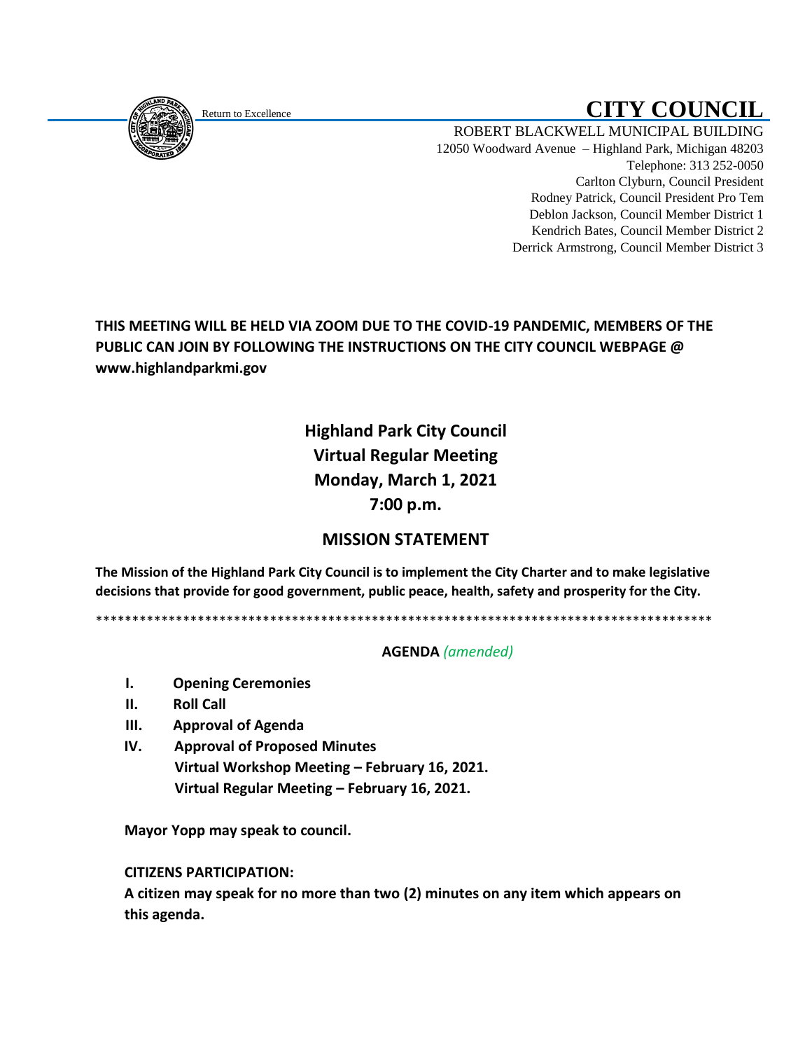Return to Excellence

# CITY COUNCIL

ROBERT BLACKWELL MUNICIPAL BUILDING
12050 Woodward Avenue – Highland Park, Michigan 48203
Telephone: 313 252-0050
Carlton Clyburn, Council President
Rodney Patrick, Council President Pro Tem
Deblon Jackson, Council Member District 1
Kendrich Bates, Council Member District 2
Derrick Armstrong, Council Member District 3

**THIS MEETING WILL BE HELD VIA ZOOM DUE TO THE COVID-19 PANDEMIC, MEMBERS OF THE PUBLIC CAN JOIN BY FOLLOWING THE INSTRUCTIONS ON THE CITY COUNCIL WEBPAGE @ www.highlandparkmi.gov**

## Highland Park City Council
## Virtual Regular Meeting
## Monday, March 1, 2021
## 7:00 p.m.

## MISSION STATEMENT

**The Mission of the Highland Park City Council is to implement the City Charter and to make legislative decisions that provide for good government, public peace, health, safety and prosperity for the City.**

\*\*\*\*\*\*\*\*\*\*\*\*\*\*\*\*\*\*\*\*\*\*\*\*\*\*\*\*\*\*\*\*\*\*\*\*\*\*\*\*\*\*\*\*\*\*\*\*\*\*\*\*\*\*\*\*\*\*\*\*\*\*\*\*\*\*\*\*\*\*\*\*\*\*\*\*\*\*\*\*\*\*\*\*\*\*\*\*

**AGENDA** *(amended)*

- **I. Opening Ceremonies**
- **II. Roll Call**
- **III. Approval of Agenda**
- **IV. Approval of Proposed Minutes**
  **Virtual Workshop Meeting – February 16, 2021.**
  **Virtual Regular Meeting – February 16, 2021.**

**Mayor Yopp may speak to council.**

**CITIZENS PARTICIPATION:**

**A citizen may speak for no more than two (2) minutes on any item which appears on this agenda.**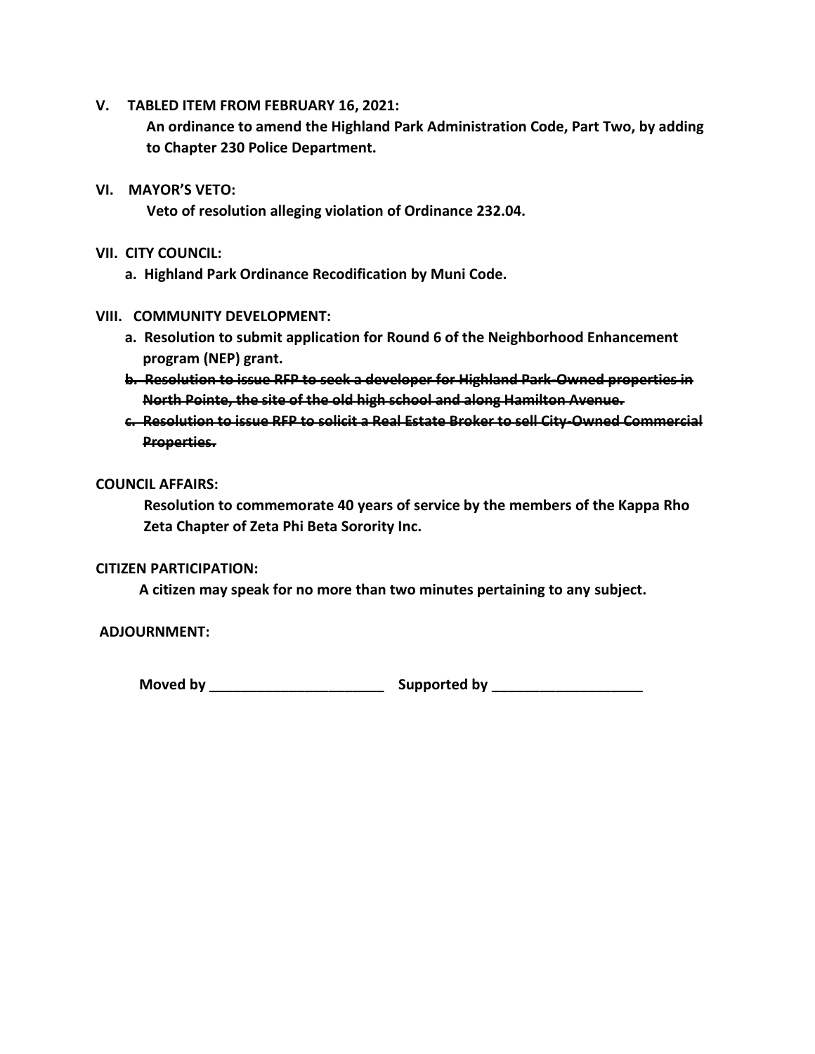**V. TABLED ITEM FROM FEBRUARY 16, 2021:**

**An ordinance to amend the Highland Park Administration Code, Part Two, by adding to Chapter 230 Police Department.**

**VI. MAYOR'S VETO:**

**Veto of resolution alleging violation of Ordinance 232.04.**

**VII. CITY COUNCIL:**

**a. Highland Park Ordinance Recodification by Muni Code.**

**VIII. COMMUNITY DEVELOPMENT:**

**a. Resolution to submit application for Round 6 of the Neighborhood Enhancement program (NEP) grant.**

**~~b. Resolution to issue RFP to seek a developer for Highland Park-Owned properties in North Pointe, the site of the old high school and along Hamilton Avenue.~~**

**~~c. Resolution to issue RFP to solicit a Real Estate Broker to sell City-Owned Commercial Properties.~~**

**COUNCIL AFFAIRS:**

**Resolution to commemorate 40 years of service by the members of the Kappa Rho Zeta Chapter of Zeta Phi Beta Sorority Inc.**

**CITIZEN PARTICIPATION:**

**A citizen may speak for no more than two minutes pertaining to any subject.**

**ADJOURNMENT:**

**Moved by ______________________ Supported by ___________________**